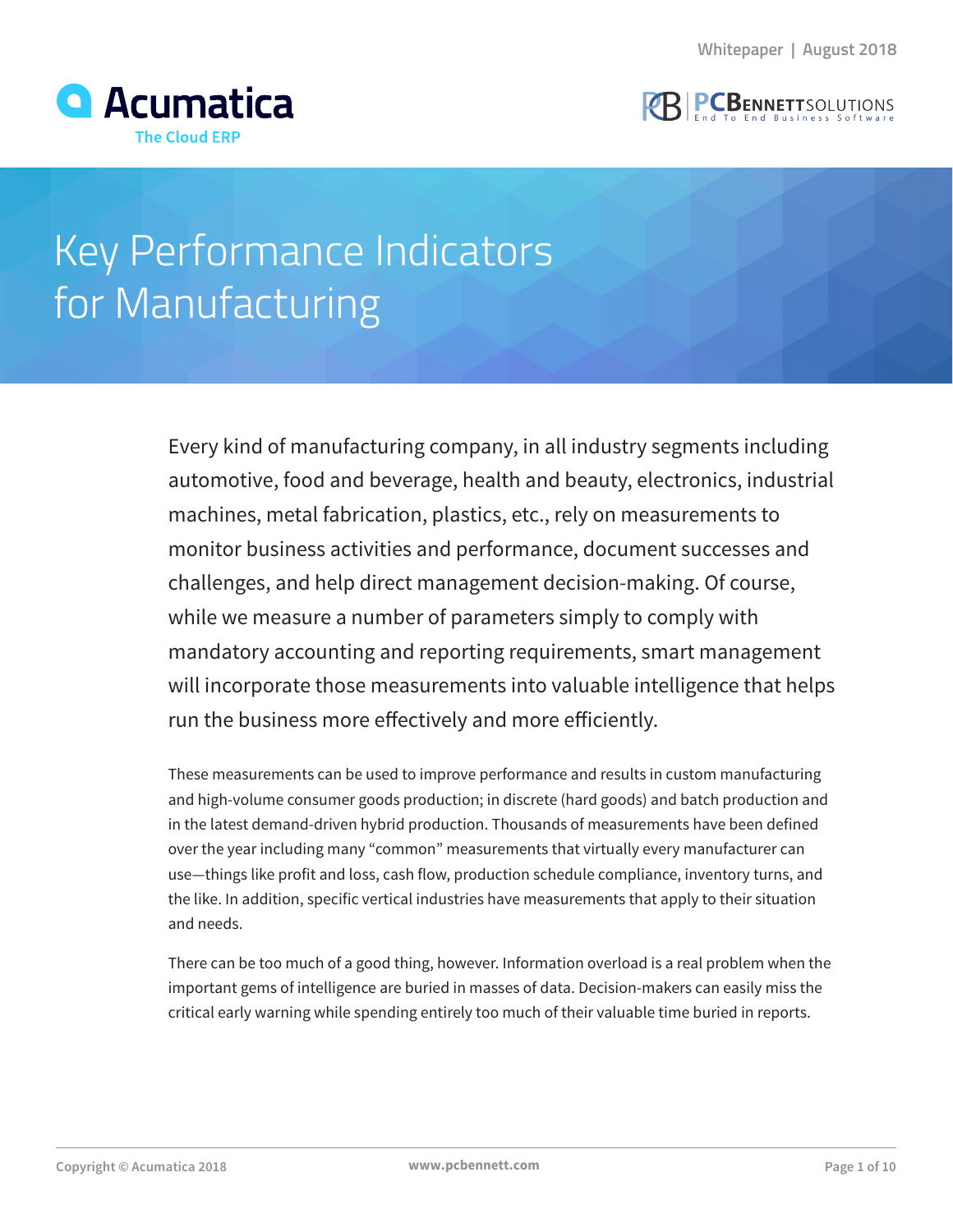Whitepaper | August 2018

# Key Performance Indicators for Manufacturing

Every kind of manufacturing company, in all industry segments including automotive, food and beverage, health and beauty, electronics, industrial machines, metal fabrication, plastics, etc., rely on measurements to monitor business activities and performance, document successes and challenges, and help direct management decision-making. Of course, while we measure a number of parameters simply to comply with mandatory accounting and reporting requirements, smart management will incorporate those measurements into valuable intelligence that helps run the business more effectively and more efficiently.

These measurements can be used to improve performance and results in custom manufacturing and high-volume consumer goods production; in discrete (hard goods) and batch production and in the latest demand-driven hybrid production. Thousands of measurements have been defined over the year including many "common" measurements that virtually every manufacturer can use—things like profit and loss, cash flow, production schedule compliance, inventory turns, and the like. In addition, specific vertical industries have measurements that apply to their situation and needs.

There can be too much of a good thing, however. Information overload is a real problem when the important gems of intelligence are buried in masses of data. Decision-makers can easily miss the critical early warning while spending entirely too much of their valuable time buried in reports.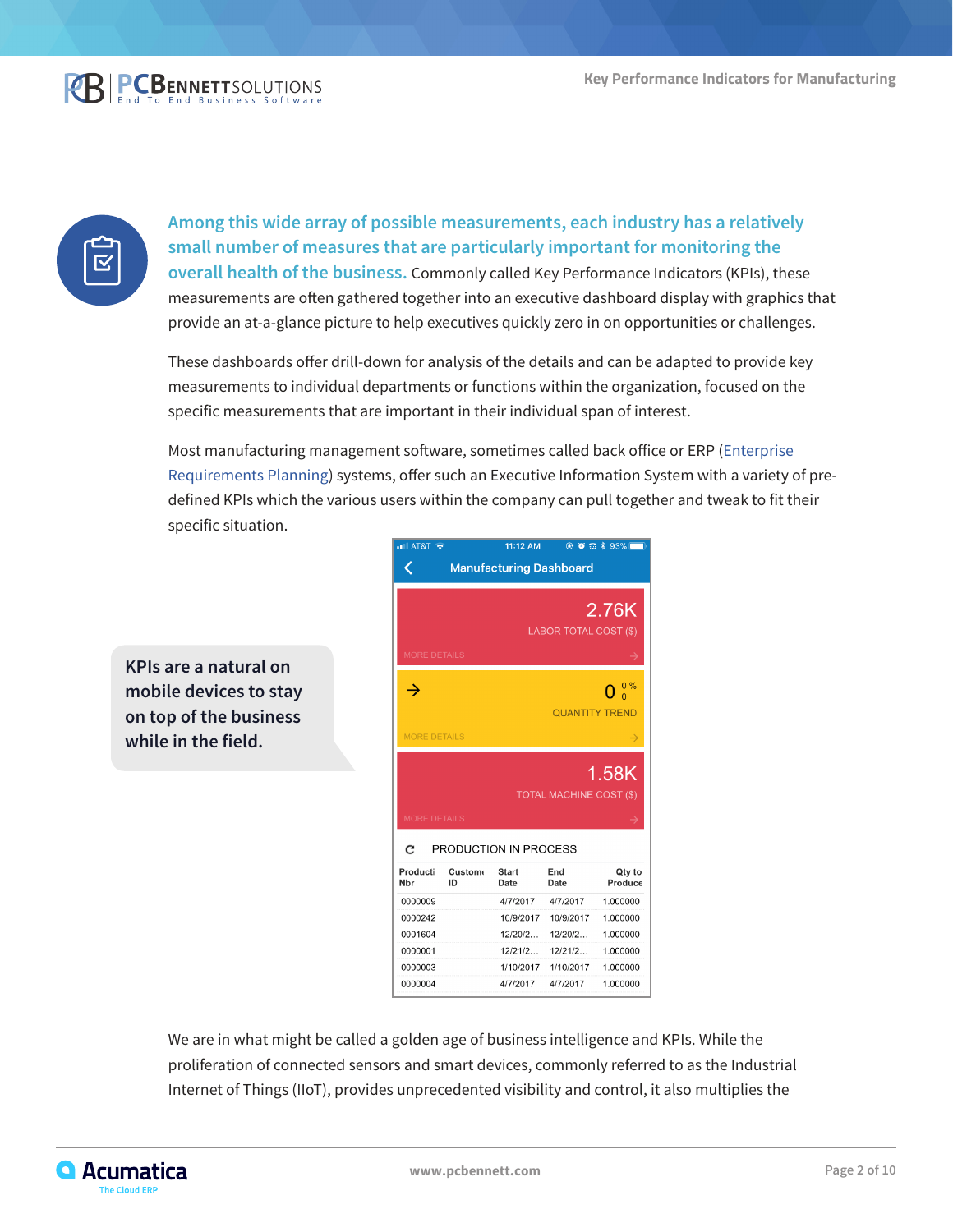**Among this wide array of possible measurements, each industry has a relatively small number of measures that are particularly important for monitoring the overall health of the business.** Commonly called Key Performance Indicators (KPIs), these measurements are often gathered together into an executive dashboard display with graphics that provide an at-a-glance picture to help executives quickly zero in on opportunities or challenges.

These dashboards offer drill-down for analysis of the details and can be adapted to provide key measurements to individual departments or functions within the organization, focused on the specific measurements that are important in their individual span of interest.

Most manufacturing management software, sometimes called back office or ERP (Enterprise Requirements Planning) systems, offer such an Executive Information System with a variety of pre-defined KPIs which the various users within the company can pull together and tweak to fit their specific situation.

**KPIs are a natural on mobile devices to stay on top of the business while in the field.**

Manufacturing Dashboard

2.76K
LABOR TOTAL COST ($)
MORE DETAILS

0 0 % 0
QUANTITY TREND
MORE DETAILS

1.58K
TOTAL MACHINE COST ($)
MORE DETAILS

PRODUCTION IN PROCESS

| Producti Nbr | Custome ID | Start Date | End Date | Qty to Produce |
|---|---|---|---|---|
| 0000009 | | 4/7/2017 | 4/7/2017 | 1.000000 |
| 0000242 | | 10/9/2017 | 10/9/2017 | 1.000000 |
| 0001604 | | 12/20/2... | 12/20/2... | 1.000000 |
| 0000001 | | 12/21/2... | 12/21/2... | 1.000000 |
| 0000003 | | 1/10/2017 | 1/10/2017 | 1.000000 |
| 0000004 | | 4/7/2017 | 4/7/2017 | 1.000000 |

We are in what might be called a golden age of business intelligence and KPIs. While the proliferation of connected sensors and smart devices, commonly referred to as the Industrial Internet of Things (IIoT), provides unprecedented visibility and control, it also multiplies the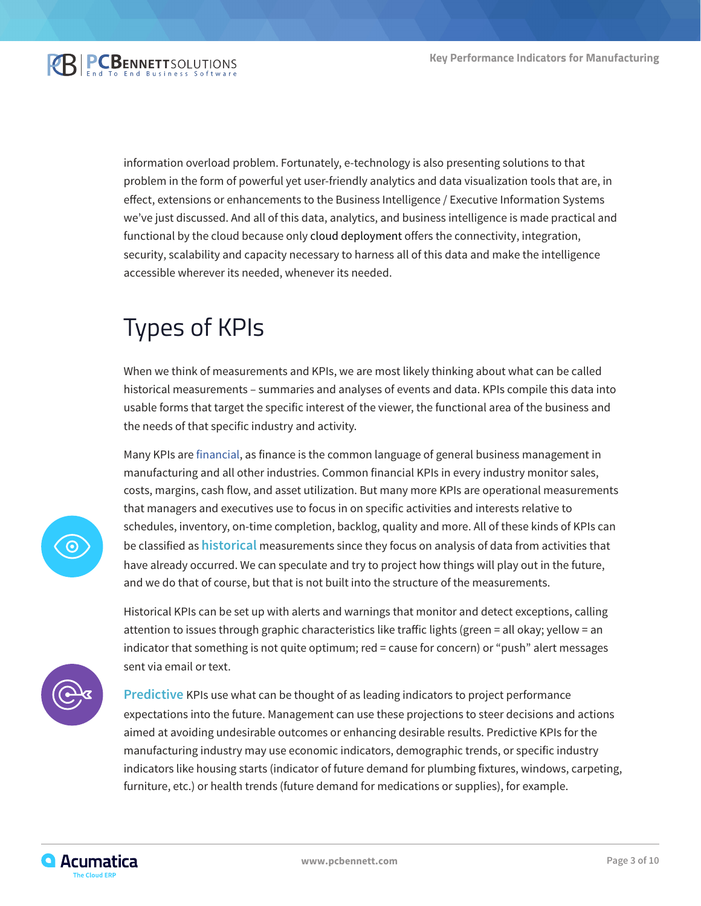information overload problem. Fortunately, e-technology is also presenting solutions to that problem in the form of powerful yet user-friendly analytics and data visualization tools that are, in effect, extensions or enhancements to the Business Intelligence / Executive Information Systems we've just discussed. And all of this data, analytics, and business intelligence is made practical and functional by the cloud because only cloud deployment offers the connectivity, integration, security, scalability and capacity necessary to harness all of this data and make the intelligence accessible wherever its needed, whenever its needed.

# Types of KPIs

When we think of measurements and KPIs, we are most likely thinking about what can be called historical measurements – summaries and analyses of events and data. KPIs compile this data into usable forms that target the specific interest of the viewer, the functional area of the business and the needs of that specific industry and activity.

Many KPIs are financial, as finance is the common language of general business management in manufacturing and all other industries. Common financial KPIs in every industry monitor sales, costs, margins, cash flow, and asset utilization. But many more KPIs are operational measurements that managers and executives use to focus in on specific activities and interests relative to schedules, inventory, on-time completion, backlog, quality and more. All of these kinds of KPIs can be classified as **historical** measurements since they focus on analysis of data from activities that have already occurred. We can speculate and try to project how things will play out in the future, and we do that of course, but that is not built into the structure of the measurements.

Historical KPIs can be set up with alerts and warnings that monitor and detect exceptions, calling attention to issues through graphic characteristics like traffic lights (green = all okay; yellow = an indicator that something is not quite optimum; red = cause for concern) or "push" alert messages sent via email or text.

**Predictive** KPIs use what can be thought of as leading indicators to project performance expectations into the future. Management can use these projections to steer decisions and actions aimed at avoiding undesirable outcomes or enhancing desirable results. Predictive KPIs for the manufacturing industry may use economic indicators, demographic trends, or specific industry indicators like housing starts (indicator of future demand for plumbing fixtures, windows, carpeting, furniture, etc.) or health trends (future demand for medications or supplies), for example.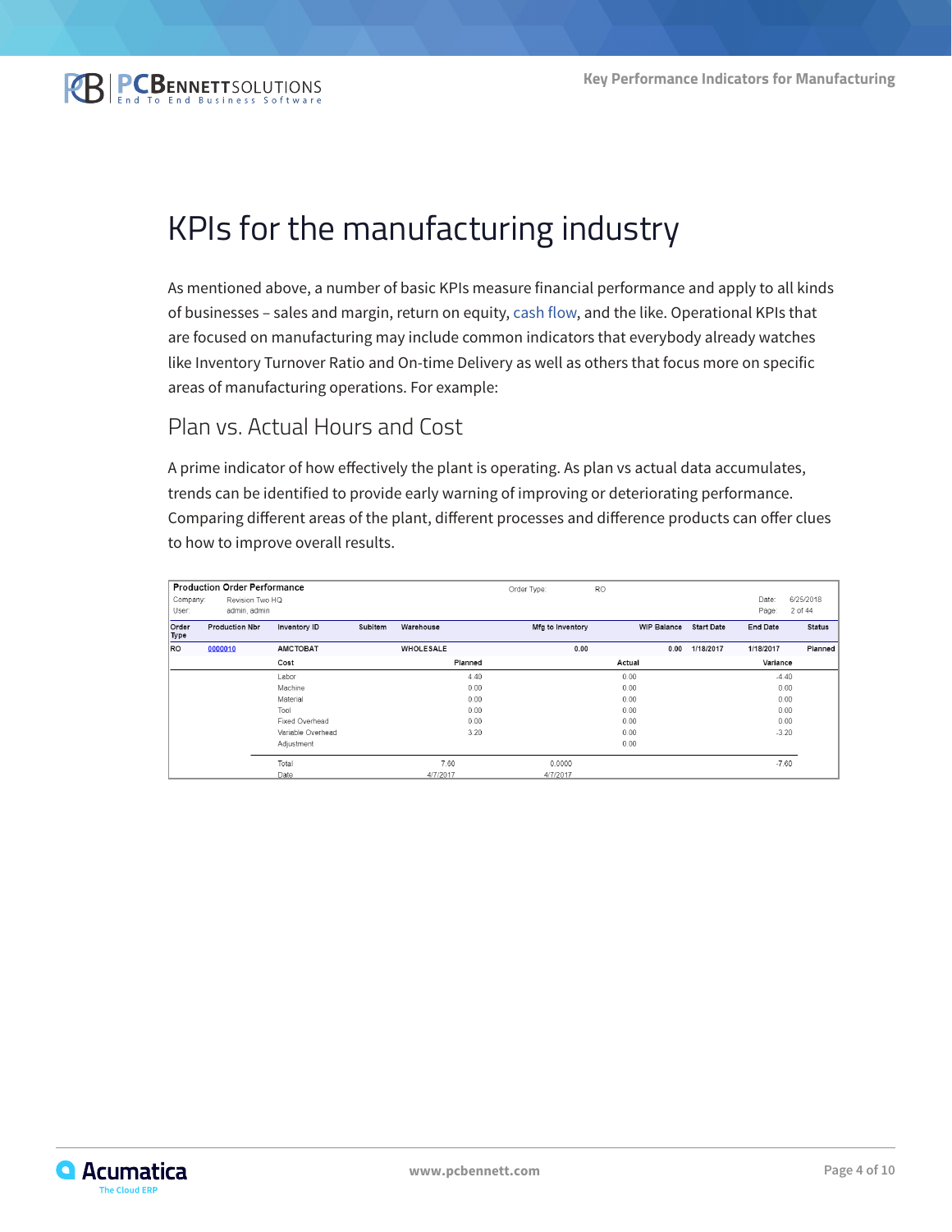# KPIs for the manufacturing industry

As mentioned above, a number of basic KPIs measure financial performance and apply to all kinds of businesses – sales and margin, return on equity, cash flow, and the like. Operational KPIs that are focused on manufacturing may include common indicators that everybody already watches like Inventory Turnover Ratio and On-time Delivery as well as others that focus more on specific areas of manufacturing operations. For example:

## Plan vs. Actual Hours and Cost

A prime indicator of how effectively the plant is operating. As plan vs actual data accumulates, trends can be identified to provide early warning of improving or deteriorating performance. Comparing different areas of the plant, different processes and difference products can offer clues to how to improve overall results.

**Production Order Performance**

Company: Revision Two HQ
User: admin, admin
Order Type: RO
Date: 6/25/2018
Page: 2 of 44

| Order Type | Production Nbr | Inventory ID | Subitem | Warehouse | Mfg to Inventory | WIP Balance | Start Date | End Date | Status |
|---|---|---|---|---|---|---|---|---|---|
| RO | 0000010 | AMCTOBAT | | WHOLESALE | 0.00 | 0.00 | 1/18/2017 | 1/18/2017 | Planned |

| Cost | Planned | Actual | Variance |
|---|---|---|---|
| Labor | 4.40 | 0.00 | -4.40 |
| Machine | 0.00 | 0.00 | 0.00 |
| Material | 0.00 | 0.00 | 0.00 |
| Tool | 0.00 | 0.00 | 0.00 |
| Fixed Overhead | 0.00 | 0.00 | 0.00 |
| Variable Overhead | 3.20 | 0.00 | -3.20 |
| Adjustment | | 0.00 | |
| Total | 7.60 | 0.0000 | -7.60 |
| Date | 4/7/2017 | 4/7/2017 | |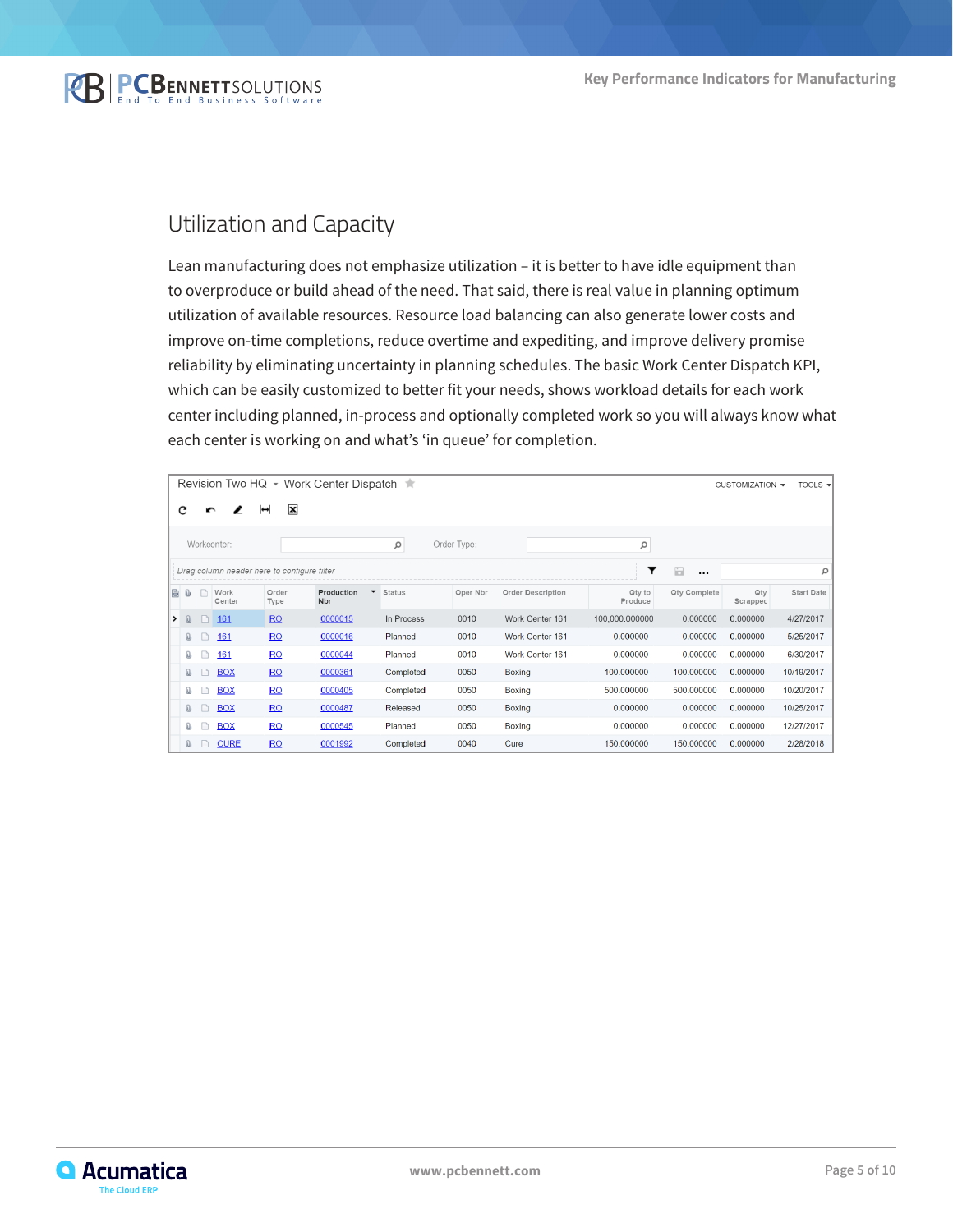## Utilization and Capacity

Lean manufacturing does not emphasize utilization – it is better to have idle equipment than to overproduce or build ahead of the need. That said, there is real value in planning optimum utilization of available resources. Resource load balancing can also generate lower costs and improve on-time completions, reduce overtime and expediting, and improve delivery promise reliability by eliminating uncertainty in planning schedules. The basic Work Center Dispatch KPI, which can be easily customized to better fit your needs, shows workload details for each work center including planned, in-process and optionally completed work so you will always know what each center is working on and what's 'in queue' for completion.

Revision Two HQ - Work Center Dispatch

| Work Center | Order Type | Production Nbr | Status | Oper Nbr | Order Description | Qty to Produce | Qty Complete | Qty Scrapped | Start Date |
|---|---|---|---|---|---|---|---|---|---|
| 161 | RO | 0000015 | In Process | 0010 | Work Center 161 | 100,000.000000 | 0.000000 | 0.000000 | 4/27/2017 |
| 161 | RO | 0000016 | Planned | 0010 | Work Center 161 | 0.000000 | 0.000000 | 0.000000 | 5/25/2017 |
| 161 | RO | 0000044 | Planned | 0010 | Work Center 161 | 0.000000 | 0.000000 | 0.000000 | 6/30/2017 |
| BOX | RO | 0000361 | Completed | 0050 | Boxing | 100.000000 | 100.000000 | 0.000000 | 10/19/2017 |
| BOX | RO | 0000405 | Completed | 0050 | Boxing | 500.000000 | 500.000000 | 0.000000 | 10/20/2017 |
| BOX | RO | 0000487 | Released | 0050 | Boxing | 0.000000 | 0.000000 | 0.000000 | 10/25/2017 |
| BOX | RO | 0000545 | Planned | 0050 | Boxing | 0.000000 | 0.000000 | 0.000000 | 12/27/2017 |
| CURE | RO | 0001992 | Completed | 0040 | Cure | 150.000000 | 150.000000 | 0.000000 | 2/28/2018 |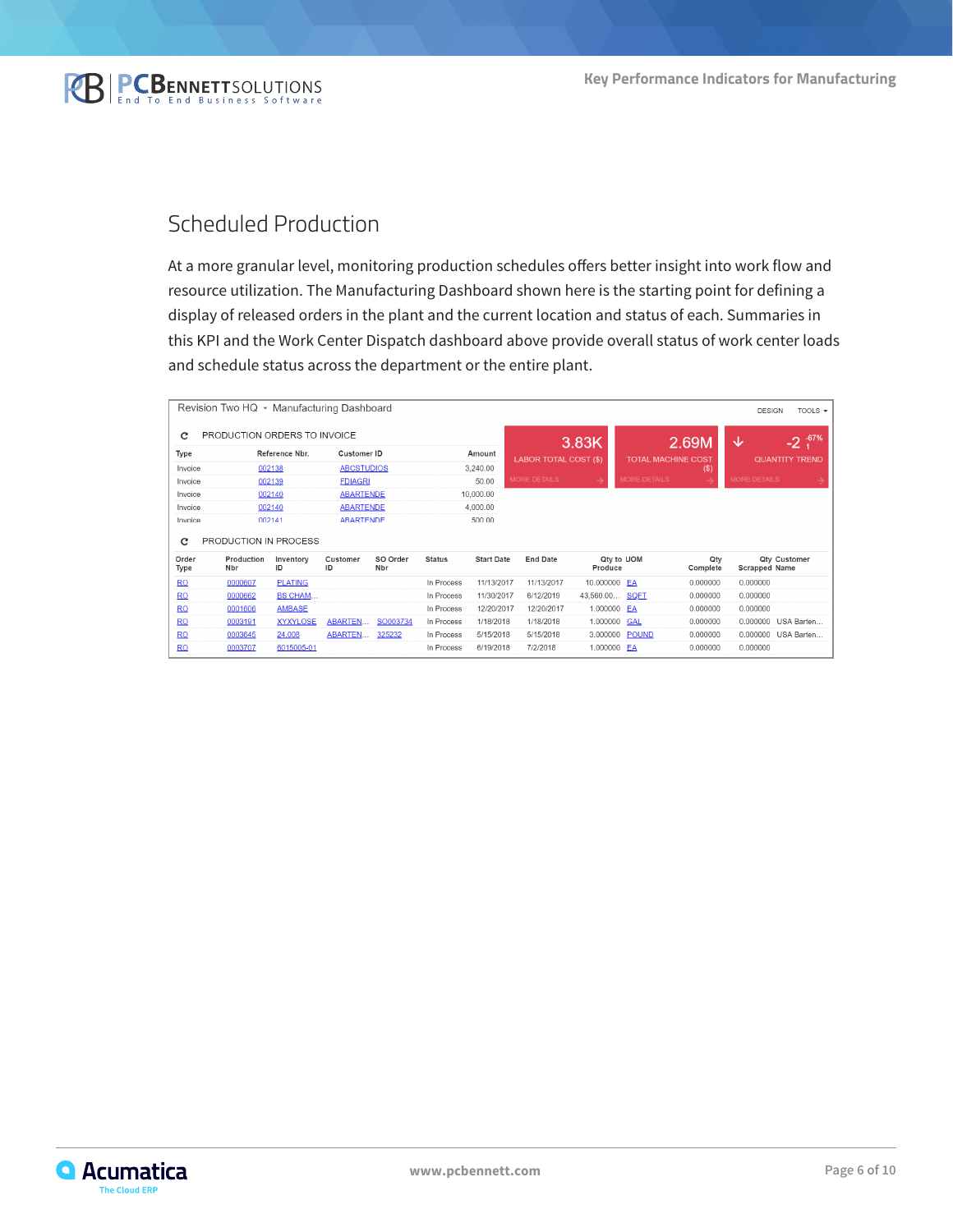## Scheduled Production

At a more granular level, monitoring production schedules offers better insight into work flow and resource utilization. The Manufacturing Dashboard shown here is the starting point for defining a display of released orders in the plant and the current location and status of each. Summaries in this KPI and the Work Center Dispatch dashboard above provide overall status of work center loads and schedule status across the department or the entire plant.

Revision Two HQ • Manufacturing Dashboard

DESIGN TOOLS

**PRODUCTION ORDERS TO INVOICE**

| Type | Reference Nbr. | Customer ID | Amount |
|---|---|---|---|
| Invoice | 002138 | ABCSTUDIOS | 3,240.00 |
| Invoice | 002139 | FDIAGRI | 50.00 |
| Invoice | 002140 | ABARTENDE | 10,000.00 |
| Invoice | 002140 | ABARTENDE | 4,000.00 |
| Invoice | 002141 | ABARTENDE | 500.00 |

3.83K LABOR TOTAL COST ($) MORE DETAILS

2.69M TOTAL MACHINE COST ($) MORE DETAILS

-2 -67% QUANTITY TREND MORE DETAILS

**PRODUCTION IN PROCESS**

| Order Type | Production Nbr | Inventory ID | Customer ID | SO Order Nbr | Status | Start Date | End Date | Qty to Produce | UOM | Qty Complete | Qty Scrapped | Customer Name |
|---|---|---|---|---|---|---|---|---|---|---|---|---|
| RO | 0000607 | PLATING | | | In Process | 11/13/2017 | 11/13/2017 | 10.000000 | EA | 0.000000 | 0.000000 | |
| RO | 0000662 | BS CHAM... | | | In Process | 11/30/2017 | 6/12/2019 | 43,560.00... | SQFT | 0.000000 | 0.000000 | |
| RO | 0001606 | AMBASE | | | In Process | 12/20/2017 | 12/20/2017 | 1.000000 | EA | 0.000000 | 0.000000 | |
| RO | 0003191 | XYXYLOSE | ABARTEN... | SO003734 | In Process | 1/18/2018 | 1/18/2018 | 1.000000 | GAL | 0.000000 | 0.000000 | USA Barten... |
| RO | 0003645 | 24.008 | ABARTEN... | 325232 | In Process | 5/15/2018 | 5/15/2018 | 3.000000 | POUND | 0.000000 | 0.000000 | USA Barten... |
| RO | 0003707 | 6015005-01 | | | In Process | 6/19/2018 | 7/2/2018 | 1.000000 | EA | 0.000000 | 0.000000 | |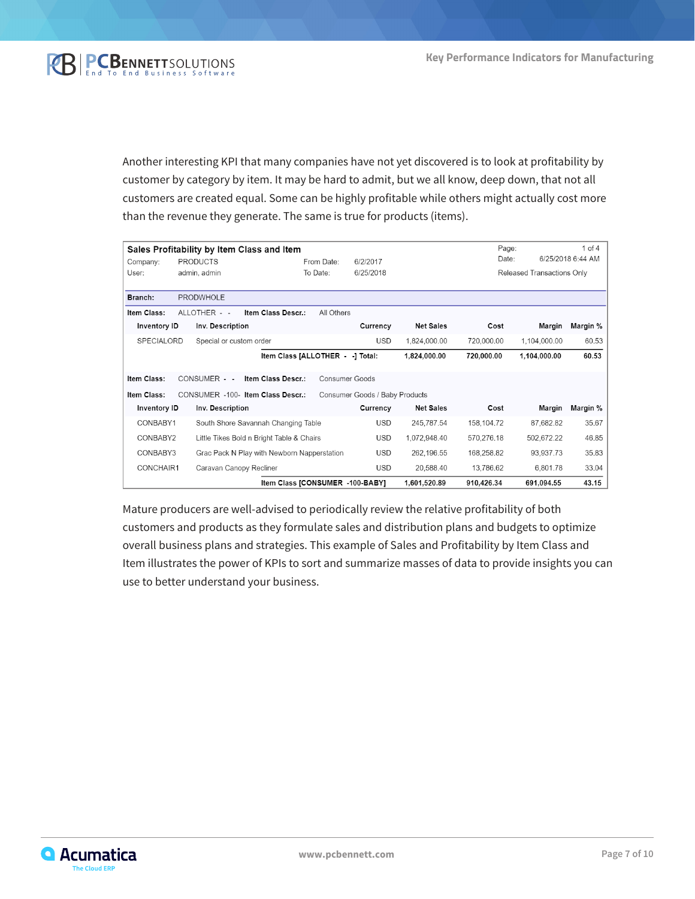Another interesting KPI that many companies have not yet discovered is to look at profitability by customer by category by item. It may be hard to admit, but we all know, deep down, that not all customers are created equal. Some can be highly profitable while others might actually cost more than the revenue they generate. The same is true for products (items).

**Sales Profitability by Item Class and Item**

Company: PRODUCTS | From Date: 6/2/2017 | Page: 1 of 4
User: admin, admin | To Date: 6/25/2018 | Date: 6/25/2018 6:44 AM
Released Transactions Only

**Branch:** PRODWHOLE

**Item Class:** ALLOTHER - - **Item Class Descr.:** All Others

| Inventory ID | Inv. Description | Currency | Net Sales | Cost | Margin | Margin % |
|---|---|---|---|---|---|---|
| SPECIALORD | Special or custom order | USD | 1,824,000.00 | 720,000.00 | 1,104,000.00 | 60.53 |
| | **Item Class [ALLOTHER - -] Total:** | | **1,824,000.00** | **720,000.00** | **1,104,000.00** | **60.53** |

**Item Class:** CONSUMER - - **Item Class Descr.:** Consumer Goods

**Item Class:** CONSUMER -100- **Item Class Descr.:** Consumer Goods / Baby Products

| Inventory ID | Inv. Description | Currency | Net Sales | Cost | Margin | Margin % |
|---|---|---|---|---|---|---|
| CONBABY1 | South Shore Savannah Changing Table | USD | 245,787.54 | 158,104.72 | 87,682.82 | 35.67 |
| CONBABY2 | Little Tikes Bold n Bright Table & Chairs | USD | 1,072,948.40 | 570,276.18 | 502,672.22 | 46.85 |
| CONBABY3 | Grac Pack N Play with Newborn Napperstation | USD | 262,196.55 | 168,258.82 | 93,937.73 | 35.83 |
| CONCHAIR1 | Caravan Canopy Recliner | USD | 20,588.40 | 13,786.62 | 6,801.78 | 33.04 |
| | **Item Class [CONSUMER -100-BABY]** | | **1,601,520.89** | **910,426.34** | **691,094.55** | **43.15** |

Mature producers are well-advised to periodically review the relative profitability of both customers and products as they formulate sales and distribution plans and budgets to optimize overall business plans and strategies. This example of Sales and Profitability by Item Class and Item illustrates the power of KPIs to sort and summarize masses of data to provide insights you can use to better understand your business.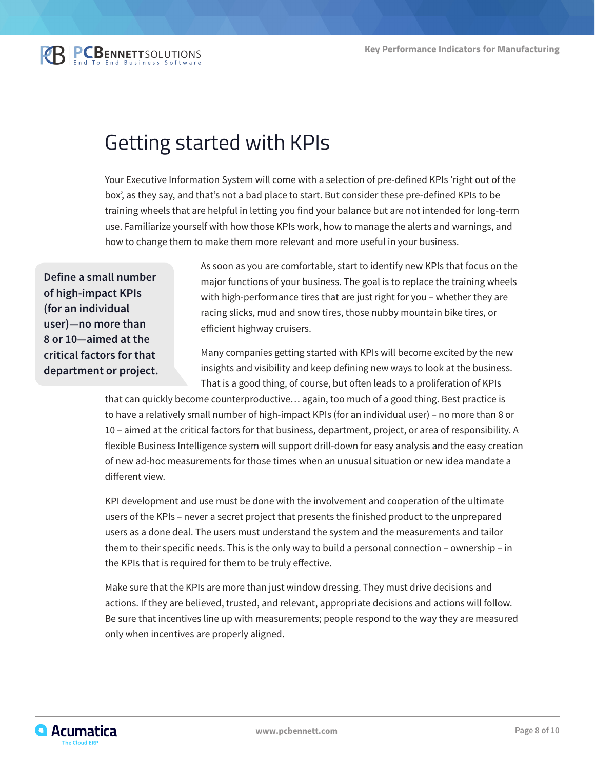# Getting started with KPIs

Your Executive Information System will come with a selection of pre-defined KPIs 'right out of the box', as they say, and that's not a bad place to start. But consider these pre-defined KPIs to be training wheels that are helpful in letting you find your balance but are not intended for long-term use. Familiarize yourself with how those KPIs work, how to manage the alerts and warnings, and how to change them to make them more relevant and more useful in your business.

> **Define a small number of high-impact KPIs (for an individual user)—no more than 8 or 10—aimed at the critical factors for that department or project.**

As soon as you are comfortable, start to identify new KPIs that focus on the major functions of your business. The goal is to replace the training wheels with high-performance tires that are just right for you – whether they are racing slicks, mud and snow tires, those nubby mountain bike tires, or efficient highway cruisers.

Many companies getting started with KPIs will become excited by the new insights and visibility and keep defining new ways to look at the business. That is a good thing, of course, but often leads to a proliferation of KPIs that can quickly become counterproductive… again, too much of a good thing. Best practice is to have a relatively small number of high-impact KPIs (for an individual user) – no more than 8 or 10 – aimed at the critical factors for that business, department, project, or area of responsibility. A flexible Business Intelligence system will support drill-down for easy analysis and the easy creation of new ad-hoc measurements for those times when an unusual situation or new idea mandate a different view.

KPI development and use must be done with the involvement and cooperation of the ultimate users of the KPIs – never a secret project that presents the finished product to the unprepared users as a done deal. The users must understand the system and the measurements and tailor them to their specific needs. This is the only way to build a personal connection – ownership – in the KPIs that is required for them to be truly effective.

Make sure that the KPIs are more than just window dressing. They must drive decisions and actions. If they are believed, trusted, and relevant, appropriate decisions and actions will follow. Be sure that incentives line up with measurements; people respond to the way they are measured only when incentives are properly aligned.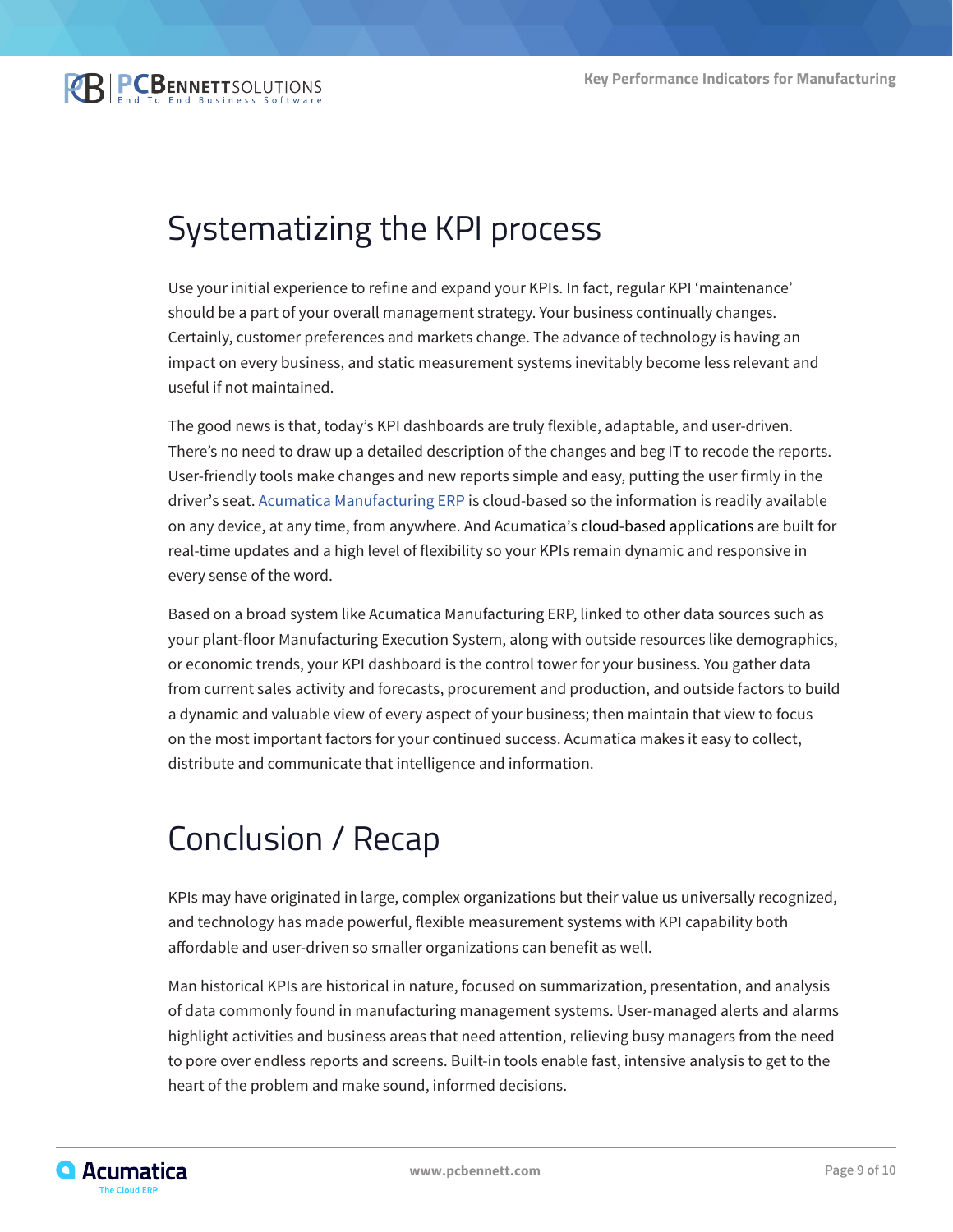## Systematizing the KPI process

Use your initial experience to refine and expand your KPIs. In fact, regular KPI 'maintenance' should be a part of your overall management strategy. Your business continually changes. Certainly, customer preferences and markets change. The advance of technology is having an impact on every business, and static measurement systems inevitably become less relevant and useful if not maintained.

The good news is that, today's KPI dashboards are truly flexible, adaptable, and user-driven. There's no need to draw up a detailed description of the changes and beg IT to recode the reports. User-friendly tools make changes and new reports simple and easy, putting the user firmly in the driver's seat. Acumatica Manufacturing ERP is cloud-based so the information is readily available on any device, at any time, from anywhere. And Acumatica's cloud-based applications are built for real-time updates and a high level of flexibility so your KPIs remain dynamic and responsive in every sense of the word.

Based on a broad system like Acumatica Manufacturing ERP, linked to other data sources such as your plant-floor Manufacturing Execution System, along with outside resources like demographics, or economic trends, your KPI dashboard is the control tower for your business. You gather data from current sales activity and forecasts, procurement and production, and outside factors to build a dynamic and valuable view of every aspect of your business; then maintain that view to focus on the most important factors for your continued success. Acumatica makes it easy to collect, distribute and communicate that intelligence and information.

## Conclusion / Recap

KPIs may have originated in large, complex organizations but their value us universally recognized, and technology has made powerful, flexible measurement systems with KPI capability both affordable and user-driven so smaller organizations can benefit as well.

Man historical KPIs are historical in nature, focused on summarization, presentation, and analysis of data commonly found in manufacturing management systems. User-managed alerts and alarms highlight activities and business areas that need attention, relieving busy managers from the need to pore over endless reports and screens. Built-in tools enable fast, intensive analysis to get to the heart of the problem and make sound, informed decisions.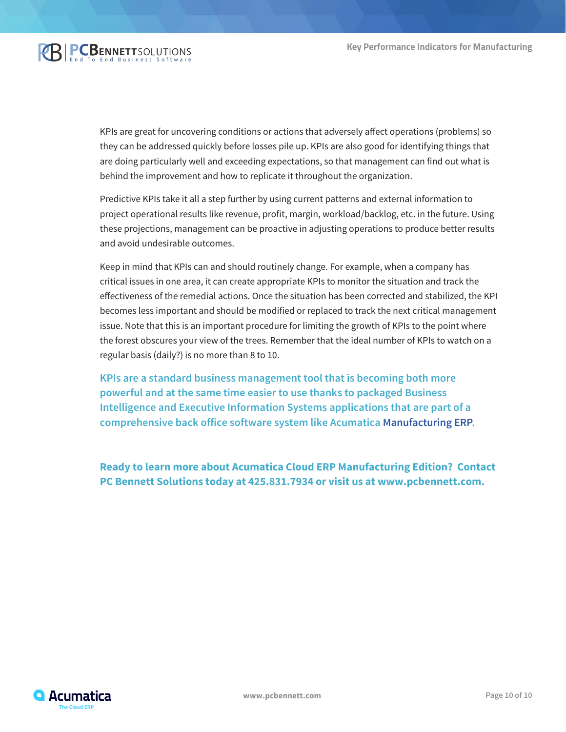KPIs are great for uncovering conditions or actions that adversely affect operations (problems) so they can be addressed quickly before losses pile up. KPIs are also good for identifying things that are doing particularly well and exceeding expectations, so that management can find out what is behind the improvement and how to replicate it throughout the organization.

Predictive KPIs take it all a step further by using current patterns and external information to project operational results like revenue, profit, margin, workload/backlog, etc. in the future. Using these projections, management can be proactive in adjusting operations to produce better results and avoid undesirable outcomes.

Keep in mind that KPIs can and should routinely change. For example, when a company has critical issues in one area, it can create appropriate KPIs to monitor the situation and track the effectiveness of the remedial actions. Once the situation has been corrected and stabilized, the KPI becomes less important and should be modified or replaced to track the next critical management issue. Note that this is an important procedure for limiting the growth of KPIs to the point where the forest obscures your view of the trees. Remember that the ideal number of KPIs to watch on a regular basis (daily?) is no more than 8 to 10.

**KPIs are a standard business management tool that is becoming both more powerful and at the same time easier to use thanks to packaged Business Intelligence and Executive Information Systems applications that are part of a comprehensive back office software system like Acumatica Manufacturing ERP.**

**Ready to learn more about Acumatica Cloud ERP Manufacturing Edition? Contact PC Bennett Solutions today at 425.831.7934 or visit us at www.pcbennett.com.**